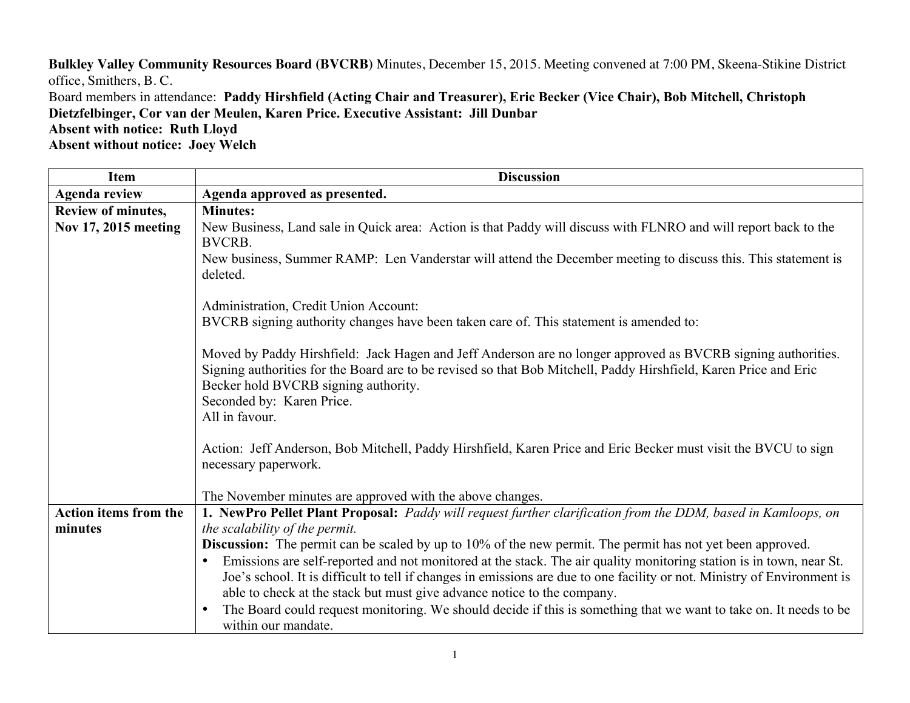**Bulkley Valley Community Resources Board (BVCRB)** Minutes, December 15, 2015. Meeting convened at 7:00 PM, Skeena-Stikine District office, Smithers, B. C.

Board members in attendance: **Paddy Hirshfield (Acting Chair and Treasurer), Eric Becker (Vice Chair), Bob Mitchell, Christoph Dietzfelbinger, Cor van der Meulen, Karen Price. Executive Assistant: Jill Dunbar**

**Absent with notice: Ruth Lloyd**

**Absent without notice: Joey Welch**

| Item | Discussion |
| --- | --- |
| **Agenda review** | **Agenda approved as presented.** |
| **Review of minutes, Nov 17, 2015 meeting** | **Minutes:**<br>New Business, Land sale in Quick area: Action is that Paddy will discuss with FLNRO and will report back to the BVCRB.<br>New business, Summer RAMP: Len Vanderstar will attend the December meeting to discuss this. This statement is deleted.<br><br>Administration, Credit Union Account:<br>BVCRB signing authority changes have been taken care of. This statement is amended to:<br><br>Moved by Paddy Hirshfield: Jack Hagen and Jeff Anderson are no longer approved as BVCRB signing authorities. Signing authorities for the Board are to be revised so that Bob Mitchell, Paddy Hirshfield, Karen Price and Eric Becker hold BVCRB signing authority.<br>Seconded by: Karen Price.<br>All in favour.<br><br>Action: Jeff Anderson, Bob Mitchell, Paddy Hirshfield, Karen Price and Eric Becker must visit the BVCU to sign necessary paperwork.<br><br>The November minutes are approved with the above changes. |
| **Action items from the minutes** | **1. NewPro Pellet Plant Proposal:** *Paddy will request further clarification from the DDM, based in Kamloops, on the scalability of the permit.*<br>**Discussion:** The permit can be scaled by up to 10% of the new permit. The permit has not yet been approved.<br>• Emissions are self-reported and not monitored at the stack. The air quality monitoring station is in town, near St. Joe's school. It is difficult to tell if changes in emissions are due to one facility or not. Ministry of Environment is able to check at the stack but must give advance notice to the company.<br>• The Board could request monitoring. We should decide if this is something that we want to take on. It needs to be within our mandate. |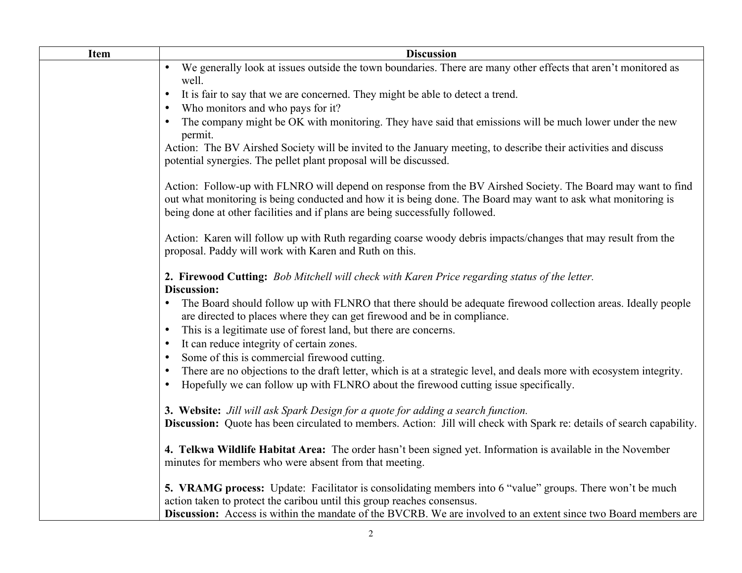| Item | Discussion |
| --- | --- |
| | • We generally look at issues outside the town boundaries. There are many other effects that aren't monitored as well.<br>• It is fair to say that we are concerned. They might be able to detect a trend.<br>• Who monitors and who pays for it?<br>• The company might be OK with monitoring. They have said that emissions will be much lower under the new permit.<br>Action: The BV Airshed Society will be invited to the January meeting, to describe their activities and discuss potential synergies. The pellet plant proposal will be discussed.<br><br>Action: Follow-up with FLNRO will depend on response from the BV Airshed Society. The Board may want to find out what monitoring is being conducted and how it is being done. The Board may want to ask what monitoring is being done at other facilities and if plans are being successfully followed.<br><br>Action: Karen will follow up with Ruth regarding coarse woody debris impacts/changes that may result from the proposal. Paddy will work with Karen and Ruth on this.<br><br>**2. Firewood Cutting:** *Bob Mitchell will check with Karen Price regarding status of the letter.*<br>**Discussion:**<br>• The Board should follow up with FLNRO that there should be adequate firewood collection areas. Ideally people are directed to places where they can get firewood and be in compliance.<br>• This is a legitimate use of forest land, but there are concerns.<br>• It can reduce integrity of certain zones.<br>• Some of this is commercial firewood cutting.<br>• There are no objections to the draft letter, which is at a strategic level, and deals more with ecosystem integrity.<br>• Hopefully we can follow up with FLNRO about the firewood cutting issue specifically.<br><br>**3. Website:** *Jill will ask Spark Design for a quote for adding a search function.*<br>**Discussion:** Quote has been circulated to members. Action: Jill will check with Spark re: details of search capability.<br><br>**4. Telkwa Wildlife Habitat Area:** The order hasn't been signed yet. Information is available in the November minutes for members who were absent from that meeting.<br><br>**5. VRAMG process:** Update: Facilitator is consolidating members into 6 "value" groups. There won't be much action taken to protect the caribou until this group reaches consensus.<br>**Discussion:** Access is within the mandate of the BVCRB. We are involved to an extent since two Board members are |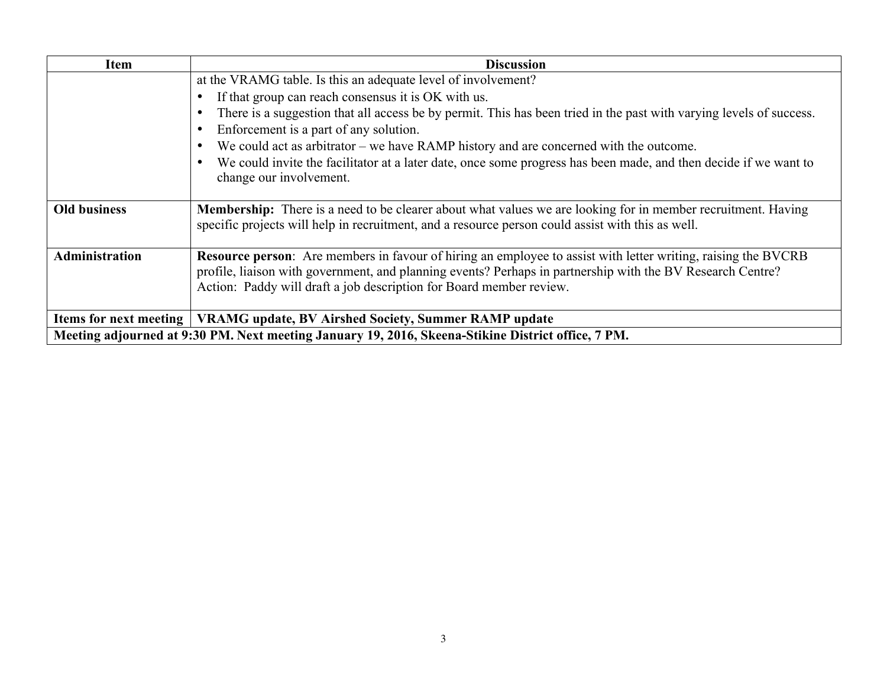| Item | Discussion |
| --- | --- |
| | at the VRAMG table. Is this an adequate level of involvement?<br>• If that group can reach consensus it is OK with us.<br>• There is a suggestion that all access be by permit. This has been tried in the past with varying levels of success.<br>• Enforcement is a part of any solution.<br>• We could act as arbitrator – we have RAMP history and are concerned with the outcome.<br>• We could invite the facilitator at a later date, once some progress has been made, and then decide if we want to change our involvement. |
| **Old business** | **Membership:** There is a need to be clearer about what values we are looking for in member recruitment. Having specific projects will help in recruitment, and a resource person could assist with this as well. |
| **Administration** | **Resource person**: Are members in favour of hiring an employee to assist with letter writing, raising the BVCRB profile, liaison with government, and planning events? Perhaps in partnership with the BV Research Centre?<br>Action: Paddy will draft a job description for Board member review. |
| **Items for next meeting** | **VRAMG update, BV Airshed Society, Summer RAMP update** |
| **Meeting adjourned at 9:30 PM. Next meeting January 19, 2016, Skeena-Stikine District office, 7 PM.** | |